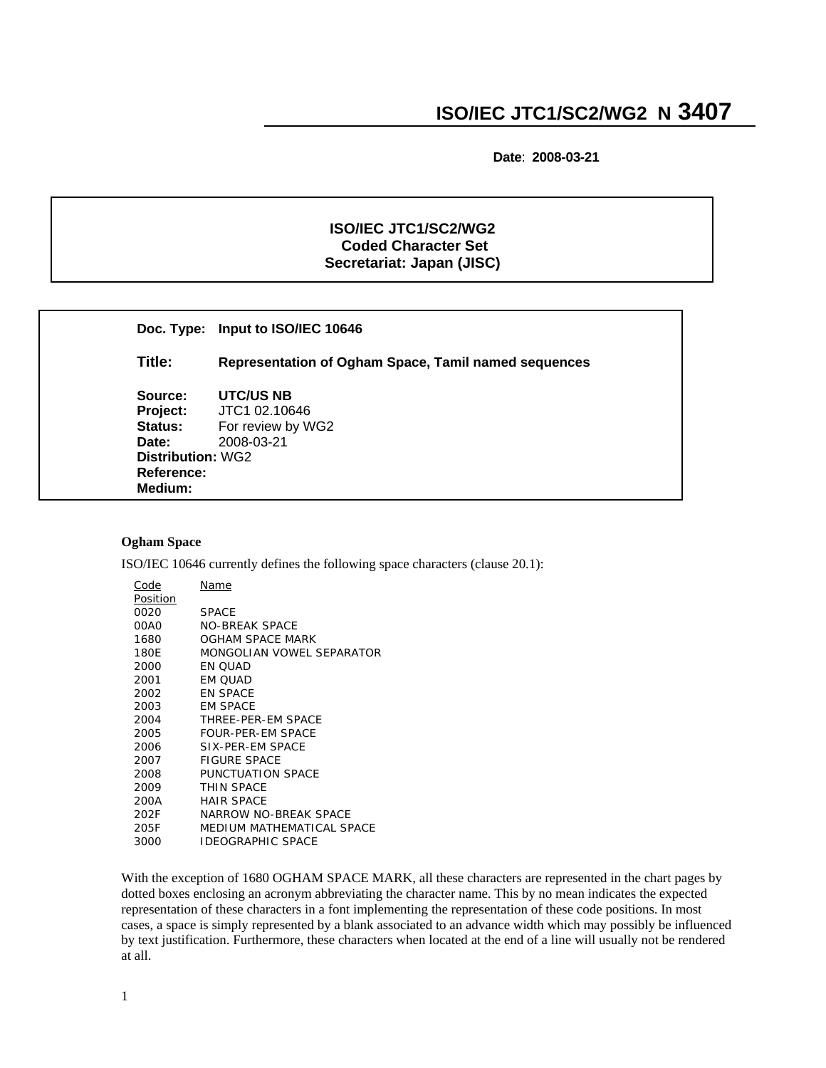# ISO/IEC JTC1/SC2/WG2 N 3407

**Date**: **2008-03-21**

**ISO/IEC JTC1/SC2/WG2**
**Coded Character Set**
**Secretariat: Japan (JISC)**

**Doc. Type:** **Input to ISO/IEC 10646**

**Title:** **Representation of Ogham Space, Tamil named sequences**

**Source:** **UTC/US NB**
**Project:** JTC1 02.10646
**Status:** For review by WG2
**Date:** 2008-03-21
**Distribution:** WG2
**Reference:**
**Medium:**

**Ogham Space**

ISO/IEC 10646 currently defines the following space characters (clause 20.1):

| Code Position | Name |
|---|---|
| 0020 | SPACE |
| 00A0 | NO-BREAK SPACE |
| 1680 | OGHAM SPACE MARK |
| 180E | MONGOLIAN VOWEL SEPARATOR |
| 2000 | EN QUAD |
| 2001 | EM QUAD |
| 2002 | EN SPACE |
| 2003 | EM SPACE |
| 2004 | THREE-PER-EM SPACE |
| 2005 | FOUR-PER-EM SPACE |
| 2006 | SIX-PER-EM SPACE |
| 2007 | FIGURE SPACE |
| 2008 | PUNCTUATION SPACE |
| 2009 | THIN SPACE |
| 200A | HAIR SPACE |
| 202F | NARROW NO-BREAK SPACE |
| 205F | MEDIUM MATHEMATICAL SPACE |
| 3000 | IDEOGRAPHIC SPACE |

With the exception of 1680 OGHAM SPACE MARK, all these characters are represented in the chart pages by dotted boxes enclosing an acronym abbreviating the character name. This by no mean indicates the expected representation of these characters in a font implementing the representation of these code positions. In most cases, a space is simply represented by a blank associated to an advance width which may possibly be influenced by text justification. Furthermore, these characters when located at the end of a line will usually not be rendered at all.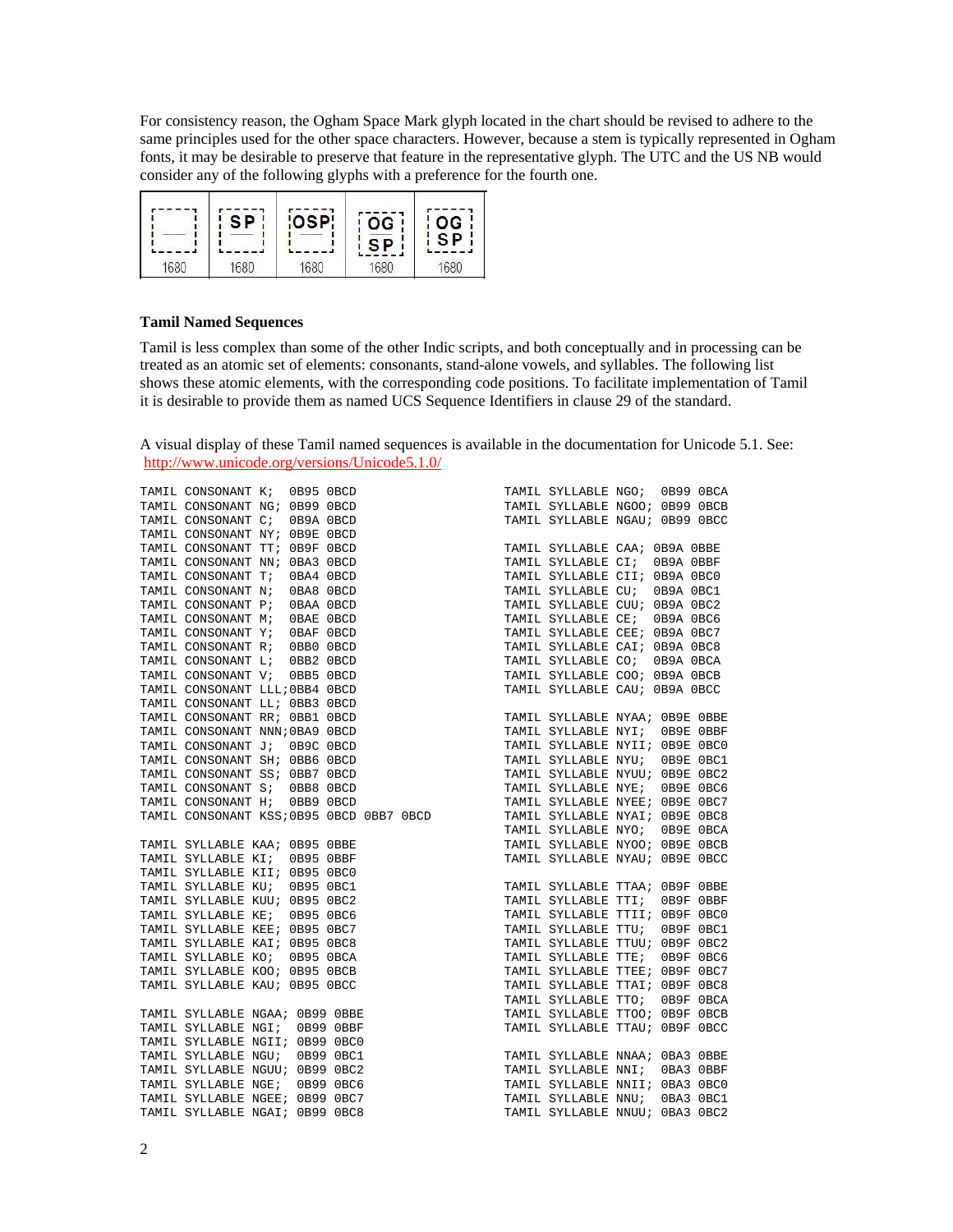For consistency reason, the Ogham Space Mark glyph located in the chart should be revised to adhere to the same principles used for the other space characters. However, because a stem is typically represented in Ogham fonts, it may be desirable to preserve that feature in the representative glyph. The UTC and the US NB would consider any of the following glyphs with a preference for the fourth one.

| (stem) | SP | OSP | OG SP | OG SP |
|---|---|---|---|---|
| 1680 | 1680 | 1680 | 1680 | 1680 |

### Tamil Named Sequences

Tamil is less complex than some of the other Indic scripts, and both conceptually and in processing can be treated as an atomic set of elements: consonants, stand-alone vowels, and syllables. The following list shows these atomic elements, with the corresponding code positions. To facilitate implementation of Tamil it is desirable to provide them as named UCS Sequence Identifiers in clause 29 of the standard.

A visual display of these Tamil named sequences is available in the documentation for Unicode 5.1. See: http://www.unicode.org/versions/Unicode5.1.0/

```
TAMIL CONSONANT K;  0B95 0BCD
TAMIL CONSONANT NG; 0B99 0BCD
TAMIL CONSONANT C;  0B9A 0BCD
TAMIL CONSONANT NY; 0B9E 0BCD
TAMIL CONSONANT TT; 0B9F 0BCD
TAMIL CONSONANT NN; 0BA3 0BCD
TAMIL CONSONANT T;  0BA4 0BCD
TAMIL CONSONANT N;  0BA8 0BCD
TAMIL CONSONANT P;  0BAA 0BCD
TAMIL CONSONANT M;  0BAE 0BCD
TAMIL CONSONANT Y;  0BAF 0BCD
TAMIL CONSONANT R;  0BB0 0BCD
TAMIL CONSONANT L;  0BB2 0BCD
TAMIL CONSONANT V;  0BB5 0BCD
TAMIL CONSONANT LLL;0BB4 0BCD
TAMIL CONSONANT LL; 0BB3 0BCD
TAMIL CONSONANT RR; 0BB1 0BCD
TAMIL CONSONANT NNN;0BA9 0BCD
TAMIL CONSONANT J;  0B9C 0BCD
TAMIL CONSONANT SH; 0BB6 0BCD
TAMIL CONSONANT SS; 0BB7 0BCD
TAMIL CONSONANT S;  0BB8 0BCD
TAMIL CONSONANT H;  0BB9 0BCD
TAMIL CONSONANT KSS;0B95 0BCD 0BB7 0BCD

TAMIL SYLLABLE KAA; 0B95 0BBE
TAMIL SYLLABLE KI;  0B95 0BBF
TAMIL SYLLABLE KII; 0B95 0BC0
TAMIL SYLLABLE KU;  0B95 0BC1
TAMIL SYLLABLE KUU; 0B95 0BC2
TAMIL SYLLABLE KE;  0B95 0BC6
TAMIL SYLLABLE KEE; 0B95 0BC7
TAMIL SYLLABLE KAI; 0B95 0BC8
TAMIL SYLLABLE KO;  0B95 0BCA
TAMIL SYLLABLE KOO; 0B95 0BCB
TAMIL SYLLABLE KAU; 0B95 0BCC

TAMIL SYLLABLE NGAA; 0B99 0BBE
TAMIL SYLLABLE NGI;  0B99 0BBF
TAMIL SYLLABLE NGII; 0B99 0BC0
TAMIL SYLLABLE NGU;  0B99 0BC1
TAMIL SYLLABLE NGUU; 0B99 0BC2
TAMIL SYLLABLE NGE;  0B99 0BC6
TAMIL SYLLABLE NGEE; 0B99 0BC7
TAMIL SYLLABLE NGAI; 0B99 0BC8
TAMIL SYLLABLE NGO;  0B99 0BCA
TAMIL SYLLABLE NGOO; 0B99 0BCB
TAMIL SYLLABLE NGAU; 0B99 0BCC

TAMIL SYLLABLE CAA; 0B9A 0BBE
TAMIL SYLLABLE CI;  0B9A 0BBF
TAMIL SYLLABLE CII; 0B9A 0BC0
TAMIL SYLLABLE CU;  0B9A 0BC1
TAMIL SYLLABLE CUU; 0B9A 0BC2
TAMIL SYLLABLE CE;  0B9A 0BC6
TAMIL SYLLABLE CEE; 0B9A 0BC7
TAMIL SYLLABLE CAI; 0B9A 0BC8
TAMIL SYLLABLE CO;  0B9A 0BCA
TAMIL SYLLABLE COO; 0B9A 0BCB
TAMIL SYLLABLE CAU; 0B9A 0BCC

TAMIL SYLLABLE NYAA; 0B9E 0BBE
TAMIL SYLLABLE NYI;  0B9E 0BBF
TAMIL SYLLABLE NYII; 0B9E 0BC0
TAMIL SYLLABLE NYU;  0B9E 0BC1
TAMIL SYLLABLE NYUU; 0B9E 0BC2
TAMIL SYLLABLE NYE;  0B9E 0BC6
TAMIL SYLLABLE NYEE; 0B9E 0BC7
TAMIL SYLLABLE NYAI; 0B9E 0BC8
TAMIL SYLLABLE NYO;  0B9E 0BCA
TAMIL SYLLABLE NYOO; 0B9E 0BCB
TAMIL SYLLABLE NYAU; 0B9E 0BCC

TAMIL SYLLABLE TTAA; 0B9F 0BBE
TAMIL SYLLABLE TTI;  0B9F 0BBF
TAMIL SYLLABLE TTII; 0B9F 0BC0
TAMIL SYLLABLE TTU;  0B9F 0BC1
TAMIL SYLLABLE TTUU; 0B9F 0BC2
TAMIL SYLLABLE TTE;  0B9F 0BC6
TAMIL SYLLABLE TTEE; 0B9F 0BC7
TAMIL SYLLABLE TTAI; 0B9F 0BC8
TAMIL SYLLABLE TTO;  0B9F 0BCA
TAMIL SYLLABLE TTOO; 0B9F 0BCB
TAMIL SYLLABLE TTAU; 0B9F 0BCC

TAMIL SYLLABLE NNAA; 0BA3 0BBE
TAMIL SYLLABLE NNI;  0BA3 0BBF
TAMIL SYLLABLE NNII; 0BA3 0BC0
TAMIL SYLLABLE NNU;  0BA3 0BC1
TAMIL SYLLABLE NNUU; 0BA3 0BC2
```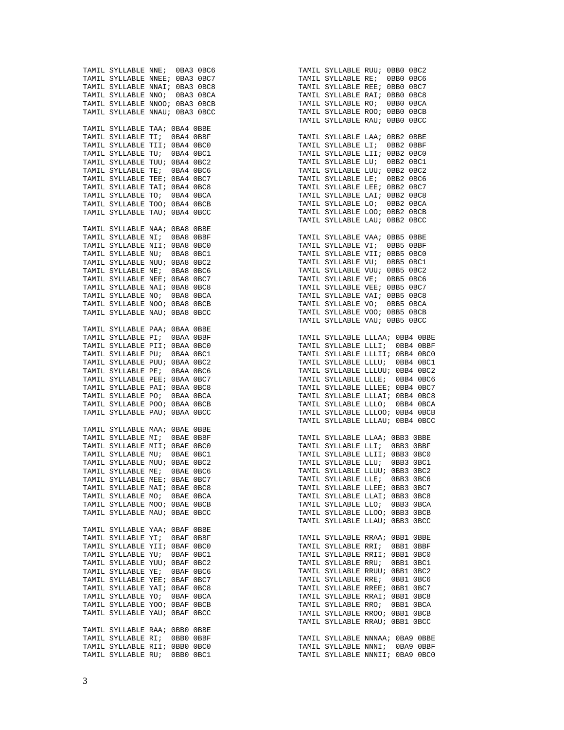```
TAMIL SYLLABLE NNE;  0BA3 0BC6
TAMIL SYLLABLE NNEE; 0BA3 0BC7
TAMIL SYLLABLE NNAI; 0BA3 0BC8
TAMIL SYLLABLE NNO;  0BA3 0BCA
TAMIL SYLLABLE NNOO; 0BA3 0BCB
TAMIL SYLLABLE NNAU; 0BA3 0BCC

TAMIL SYLLABLE TAA; 0BA4 0BBE
TAMIL SYLLABLE TI;  0BA4 0BBF
TAMIL SYLLABLE TII; 0BA4 0BC0
TAMIL SYLLABLE TU;  0BA4 0BC1
TAMIL SYLLABLE TUU; 0BA4 0BC2
TAMIL SYLLABLE TE;  0BA4 0BC6
TAMIL SYLLABLE TEE; 0BA4 0BC7
TAMIL SYLLABLE TAI; 0BA4 0BC8
TAMIL SYLLABLE TO;  0BA4 0BCA
TAMIL SYLLABLE TOO; 0BA4 0BCB
TAMIL SYLLABLE TAU; 0BA4 0BCC

TAMIL SYLLABLE NAA; 0BA8 0BBE
TAMIL SYLLABLE NI;  0BA8 0BBF
TAMIL SYLLABLE NII; 0BA8 0BC0
TAMIL SYLLABLE NU;  0BA8 0BC1
TAMIL SYLLABLE NUU; 0BA8 0BC2
TAMIL SYLLABLE NE;  0BA8 0BC6
TAMIL SYLLABLE NEE; 0BA8 0BC7
TAMIL SYLLABLE NAI; 0BA8 0BC8
TAMIL SYLLABLE NO;  0BA8 0BCA
TAMIL SYLLABLE NOO; 0BA8 0BCB
TAMIL SYLLABLE NAU; 0BA8 0BCC

TAMIL SYLLABLE PAA; 0BAA 0BBE
TAMIL SYLLABLE PI;  0BAA 0BBF
TAMIL SYLLABLE PII; 0BAA 0BC0
TAMIL SYLLABLE PU;  0BAA 0BC1
TAMIL SYLLABLE PUU; 0BAA 0BC2
TAMIL SYLLABLE PE;  0BAA 0BC6
TAMIL SYLLABLE PEE; 0BAA 0BC7
TAMIL SYLLABLE PAI; 0BAA 0BC8
TAMIL SYLLABLE PO;  0BAA 0BCA
TAMIL SYLLABLE POO; 0BAA 0BCB
TAMIL SYLLABLE PAU; 0BAA 0BCC

TAMIL SYLLABLE MAA; 0BAE 0BBE
TAMIL SYLLABLE MI;  0BAE 0BBF
TAMIL SYLLABLE MII; 0BAE 0BC0
TAMIL SYLLABLE MU;  0BAE 0BC1
TAMIL SYLLABLE MUU; 0BAE 0BC2
TAMIL SYLLABLE ME;  0BAE 0BC6
TAMIL SYLLABLE MEE; 0BAE 0BC7
TAMIL SYLLABLE MAI; 0BAE 0BC8
TAMIL SYLLABLE MO;  0BAE 0BCA
TAMIL SYLLABLE MOO; 0BAE 0BCB
TAMIL SYLLABLE MAU; 0BAE 0BCC

TAMIL SYLLABLE YAA; 0BAF 0BBE
TAMIL SYLLABLE YI;  0BAF 0BBF
TAMIL SYLLABLE YII; 0BAF 0BC0
TAMIL SYLLABLE YU;  0BAF 0BC1
TAMIL SYLLABLE YUU; 0BAF 0BC2
TAMIL SYLLABLE YE;  0BAF 0BC6
TAMIL SYLLABLE YEE; 0BAF 0BC7
TAMIL SYLLABLE YAI; 0BAF 0BC8
TAMIL SYLLABLE YO;  0BAF 0BCA
TAMIL SYLLABLE YOO; 0BAF 0BCB
TAMIL SYLLABLE YAU; 0BAF 0BCC

TAMIL SYLLABLE RAA; 0BB0 0BBE
TAMIL SYLLABLE RI;  0BB0 0BBF
TAMIL SYLLABLE RII; 0BB0 0BC0
TAMIL SYLLABLE RU;  0BB0 0BC1
TAMIL SYLLABLE RUU; 0BB0 0BC2
TAMIL SYLLABLE RE;  0BB0 0BC6
TAMIL SYLLABLE REE; 0BB0 0BC7
TAMIL SYLLABLE RAI; 0BB0 0BC8
TAMIL SYLLABLE RO;  0BB0 0BCA
TAMIL SYLLABLE ROO; 0BB0 0BCB
TAMIL SYLLABLE RAU; 0BB0 0BCC

TAMIL SYLLABLE LAA; 0BB2 0BBE
TAMIL SYLLABLE LI;  0BB2 0BBF
TAMIL SYLLABLE LII; 0BB2 0BC0
TAMIL SYLLABLE LU;  0BB2 0BC1
TAMIL SYLLABLE LUU; 0BB2 0BC2
TAMIL SYLLABLE LE;  0BB2 0BC6
TAMIL SYLLABLE LEE; 0BB2 0BC7
TAMIL SYLLABLE LAI; 0BB2 0BC8
TAMIL SYLLABLE LO;  0BB2 0BCA
TAMIL SYLLABLE LOO; 0BB2 0BCB
TAMIL SYLLABLE LAU; 0BB2 0BCC

TAMIL SYLLABLE VAA; 0BB5 0BBE
TAMIL SYLLABLE VI;  0BB5 0BBF
TAMIL SYLLABLE VII; 0BB5 0BC0
TAMIL SYLLABLE VU;  0BB5 0BC1
TAMIL SYLLABLE VUU; 0BB5 0BC2
TAMIL SYLLABLE VE;  0BB5 0BC6
TAMIL SYLLABLE VEE; 0BB5 0BC7
TAMIL SYLLABLE VAI; 0BB5 0BC8
TAMIL SYLLABLE VO;  0BB5 0BCA
TAMIL SYLLABLE VOO; 0BB5 0BCB
TAMIL SYLLABLE VAU; 0BB5 0BCC

TAMIL SYLLABLE LLLAA; 0BB4 0BBE
TAMIL SYLLABLE LLLI;  0BB4 0BBF
TAMIL SYLLABLE LLLII; 0BB4 0BC0
TAMIL SYLLABLE LLLU;  0BB4 0BC1
TAMIL SYLLABLE LLLUU; 0BB4 0BC2
TAMIL SYLLABLE LLLE;  0BB4 0BC6
TAMIL SYLLABLE LLLEE; 0BB4 0BC7
TAMIL SYLLABLE LLLAI; 0BB4 0BC8
TAMIL SYLLABLE LLLO;  0BB4 0BCA
TAMIL SYLLABLE LLLOO; 0BB4 0BCB
TAMIL SYLLABLE LLLAU; 0BB4 0BCC

TAMIL SYLLABLE LLAA; 0BB3 0BBE
TAMIL SYLLABLE LLI;  0BB3 0BBF
TAMIL SYLLABLE LLII; 0BB3 0BC0
TAMIL SYLLABLE LLU;  0BB3 0BC1
TAMIL SYLLABLE LLUU; 0BB3 0BC2
TAMIL SYLLABLE LLE;  0BB3 0BC6
TAMIL SYLLABLE LLEE; 0BB3 0BC7
TAMIL SYLLABLE LLAI; 0BB3 0BC8
TAMIL SYLLABLE LLO;  0BB3 0BCA
TAMIL SYLLABLE LLOO; 0BB3 0BCB
TAMIL SYLLABLE LLAU; 0BB3 0BCC

TAMIL SYLLABLE RRAA; 0BB1 0BBE
TAMIL SYLLABLE RRI;  0BB1 0BBF
TAMIL SYLLABLE RRII; 0BB1 0BC0
TAMIL SYLLABLE RRU;  0BB1 0BC1
TAMIL SYLLABLE RRUU; 0BB1 0BC2
TAMIL SYLLABLE RRE;  0BB1 0BC6
TAMIL SYLLABLE RREE; 0BB1 0BC7
TAMIL SYLLABLE RRAI; 0BB1 0BC8
TAMIL SYLLABLE RRO;  0BB1 0BCA
TAMIL SYLLABLE RROO; 0BB1 0BCB
TAMIL SYLLABLE RRAU; 0BB1 0BCC

TAMIL SYLLABLE NNNAA; 0BA9 0BBE
TAMIL SYLLABLE NNNI;  0BA9 0BBF
TAMIL SYLLABLE NNNII; 0BA9 0BC0
```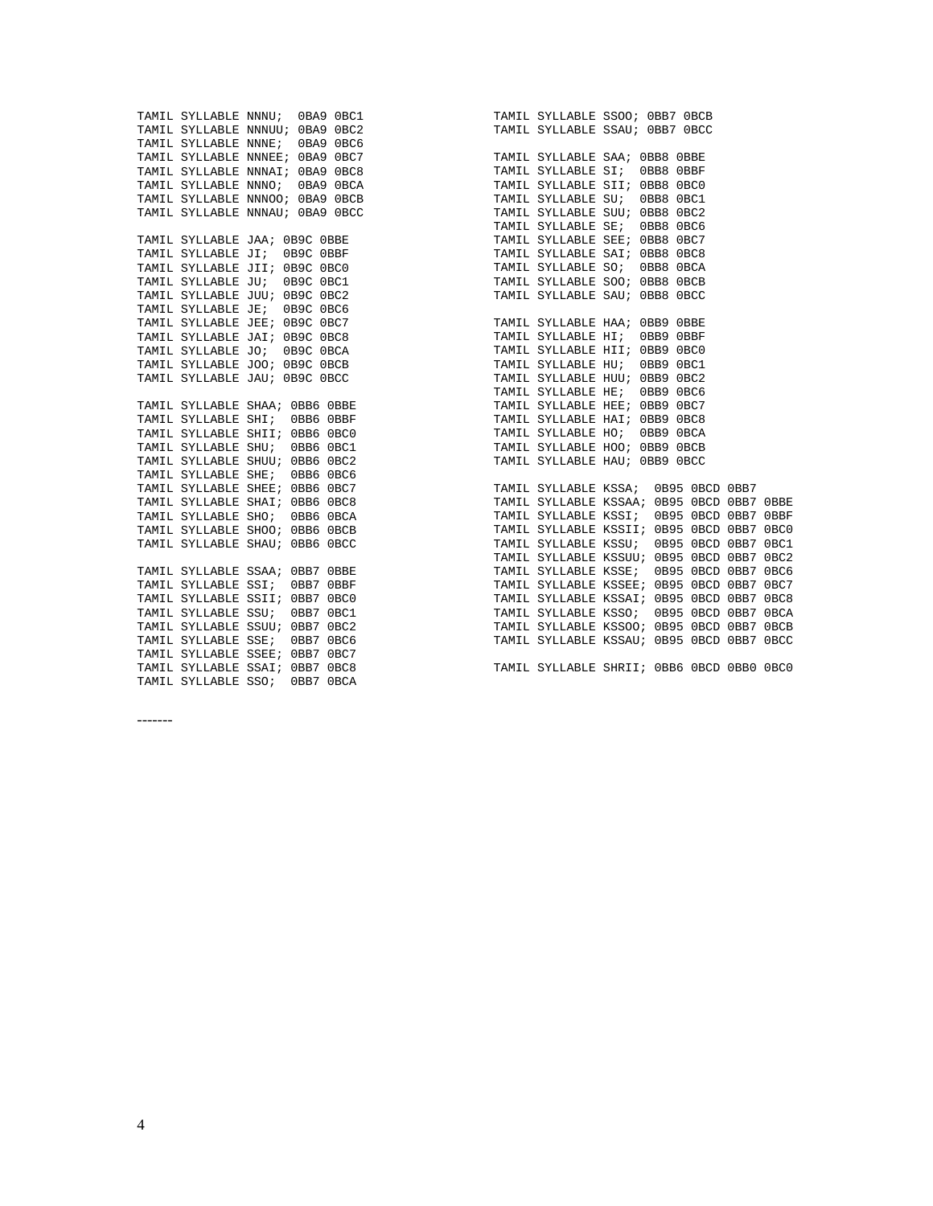```
TAMIL SYLLABLE NNNU;  0BA9 0BC1
TAMIL SYLLABLE NNNUU; 0BA9 0BC2
TAMIL SYLLABLE NNNE;  0BA9 0BC6
TAMIL SYLLABLE NNNEE; 0BA9 0BC7
TAMIL SYLLABLE NNNAI; 0BA9 0BC8
TAMIL SYLLABLE NNNO;  0BA9 0BCA
TAMIL SYLLABLE NNNOO; 0BA9 0BCB
TAMIL SYLLABLE NNNAU; 0BA9 0BCC

TAMIL SYLLABLE JAA; 0B9C 0BBE
TAMIL SYLLABLE JI;  0B9C 0BBF
TAMIL SYLLABLE JII; 0B9C 0BC0
TAMIL SYLLABLE JU;  0B9C 0BC1
TAMIL SYLLABLE JUU; 0B9C 0BC2
TAMIL SYLLABLE JE;  0B9C 0BC6
TAMIL SYLLABLE JEE; 0B9C 0BC7
TAMIL SYLLABLE JAI; 0B9C 0BC8
TAMIL SYLLABLE JO;  0B9C 0BCA
TAMIL SYLLABLE JOO; 0B9C 0BCB
TAMIL SYLLABLE JAU; 0B9C 0BCC

TAMIL SYLLABLE SHAA; 0BB6 0BBE
TAMIL SYLLABLE SHI;  0BB6 0BBF
TAMIL SYLLABLE SHII; 0BB6 0BC0
TAMIL SYLLABLE SHU;  0BB6 0BC1
TAMIL SYLLABLE SHUU; 0BB6 0BC2
TAMIL SYLLABLE SHE;  0BB6 0BC6
TAMIL SYLLABLE SHEE; 0BB6 0BC7
TAMIL SYLLABLE SHAI; 0BB6 0BC8
TAMIL SYLLABLE SHO;  0BB6 0BCA
TAMIL SYLLABLE SHOO; 0BB6 0BCB
TAMIL SYLLABLE SHAU; 0BB6 0BCC

TAMIL SYLLABLE SSAA; 0BB7 0BBE
TAMIL SYLLABLE SSI;  0BB7 0BBF
TAMIL SYLLABLE SSII; 0BB7 0BC0
TAMIL SYLLABLE SSU;  0BB7 0BC1
TAMIL SYLLABLE SSUU; 0BB7 0BC2
TAMIL SYLLABLE SSE;  0BB7 0BC6
TAMIL SYLLABLE SSEE; 0BB7 0BC7
TAMIL SYLLABLE SSAI; 0BB7 0BC8
TAMIL SYLLABLE SSO;  0BB7 0BCA
TAMIL SYLLABLE SSOO; 0BB7 0BCB
TAMIL SYLLABLE SSAU; 0BB7 0BCC

TAMIL SYLLABLE SAA; 0BB8 0BBE
TAMIL SYLLABLE SI;  0BB8 0BBF
TAMIL SYLLABLE SII; 0BB8 0BC0
TAMIL SYLLABLE SU;  0BB8 0BC1
TAMIL SYLLABLE SUU; 0BB8 0BC2
TAMIL SYLLABLE SE;  0BB8 0BC6
TAMIL SYLLABLE SEE; 0BB8 0BC7
TAMIL SYLLABLE SAI; 0BB8 0BC8
TAMIL SYLLABLE SO;  0BB8 0BCA
TAMIL SYLLABLE SOO; 0BB8 0BCB
TAMIL SYLLABLE SAU; 0BB8 0BCC

TAMIL SYLLABLE HAA; 0BB9 0BBE
TAMIL SYLLABLE HI;  0BB9 0BBF
TAMIL SYLLABLE HII; 0BB9 0BC0
TAMIL SYLLABLE HU;  0BB9 0BC1
TAMIL SYLLABLE HUU; 0BB9 0BC2
TAMIL SYLLABLE HE;  0BB9 0BC6
TAMIL SYLLABLE HEE; 0BB9 0BC7
TAMIL SYLLABLE HAI; 0BB9 0BC8
TAMIL SYLLABLE HO;  0BB9 0BCA
TAMIL SYLLABLE HOO; 0BB9 0BCB
TAMIL SYLLABLE HAU; 0BB9 0BCC

TAMIL SYLLABLE KSSA;  0B95 0BCD 0BB7
TAMIL SYLLABLE KSSAA; 0B95 0BCD 0BB7 0BBE
TAMIL SYLLABLE KSSI;  0B95 0BCD 0BB7 0BBF
TAMIL SYLLABLE KSSII; 0B95 0BCD 0BB7 0BC0
TAMIL SYLLABLE KSSU;  0B95 0BCD 0BB7 0BC1
TAMIL SYLLABLE KSSUU; 0B95 0BCD 0BB7 0BC2
TAMIL SYLLABLE KSSE;  0B95 0BCD 0BB7 0BC6
TAMIL SYLLABLE KSSEE; 0B95 0BCD 0BB7 0BC7
TAMIL SYLLABLE KSSAI; 0B95 0BCD 0BB7 0BC8
TAMIL SYLLABLE KSSO;  0B95 0BCD 0BB7 0BCA
TAMIL SYLLABLE KSSOO; 0B95 0BCD 0BB7 0BCB
TAMIL SYLLABLE KSSAU; 0B95 0BCD 0BB7 0BCC

TAMIL SYLLABLE SHRII; 0BB6 0BCD 0BB0 0BC0
```

-------